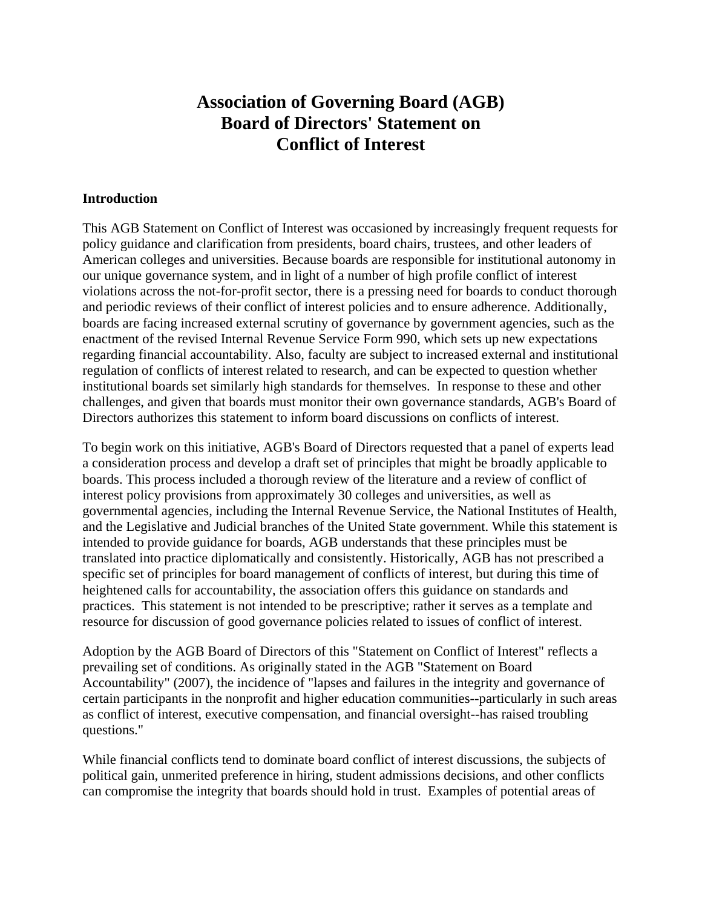# Association of Governing Board (AGB) Board of Directors' Statement on Conflict of Interest

## Introduction

This AGB Statement on Conflict of Interest was occasioned by increasingly frequent requests for policy guidance and clarification from presidents, board chairs, trustees, and other leaders of American colleges and universities. Because boards are responsible for institutional autonomy in our unique governance system, and in light of a number of high profile conflict of interest violations across the not-for-profit sector, there is a pressing need for boards to conduct thorough and periodic reviews of their conflict of interest policies and to ensure adherence. Additionally, boards are facing increased external scrutiny of governance by government agencies, such as the enactment of the revised Internal Revenue Service Form 990, which sets up new expectations regarding financial accountability. Also, faculty are subject to increased external and institutional regulation of conflicts of interest related to research, and can be expected to question whether institutional boards set similarly high standards for themselves. In response to these and other challenges, and given that boards must monitor their own governance standards, AGB's Board of Directors authorizes this statement to inform board discussions on conflicts of interest.

To begin work on this initiative, AGB's Board of Directors requested that a panel of experts lead a consideration process and develop a draft set of principles that might be broadly applicable to boards. This process included a thorough review of the literature and a review of conflict of interest policy provisions from approximately 30 colleges and universities, as well as governmental agencies, including the Internal Revenue Service, the National Institutes of Health, and the Legislative and Judicial branches of the United State government. While this statement is intended to provide guidance for boards, AGB understands that these principles must be translated into practice diplomatically and consistently. Historically, AGB has not prescribed a specific set of principles for board management of conflicts of interest, but during this time of heightened calls for accountability, the association offers this guidance on standards and practices. This statement is not intended to be prescriptive; rather it serves as a template and resource for discussion of good governance policies related to issues of conflict of interest.

Adoption by the AGB Board of Directors of this "Statement on Conflict of Interest" reflects a prevailing set of conditions. As originally stated in the AGB "Statement on Board Accountability" (2007), the incidence of "lapses and failures in the integrity and governance of certain participants in the nonprofit and higher education communities--particularly in such areas as conflict of interest, executive compensation, and financial oversight--has raised troubling questions."

While financial conflicts tend to dominate board conflict of interest discussions, the subjects of political gain, unmerited preference in hiring, student admissions decisions, and other conflicts can compromise the integrity that boards should hold in trust. Examples of potential areas of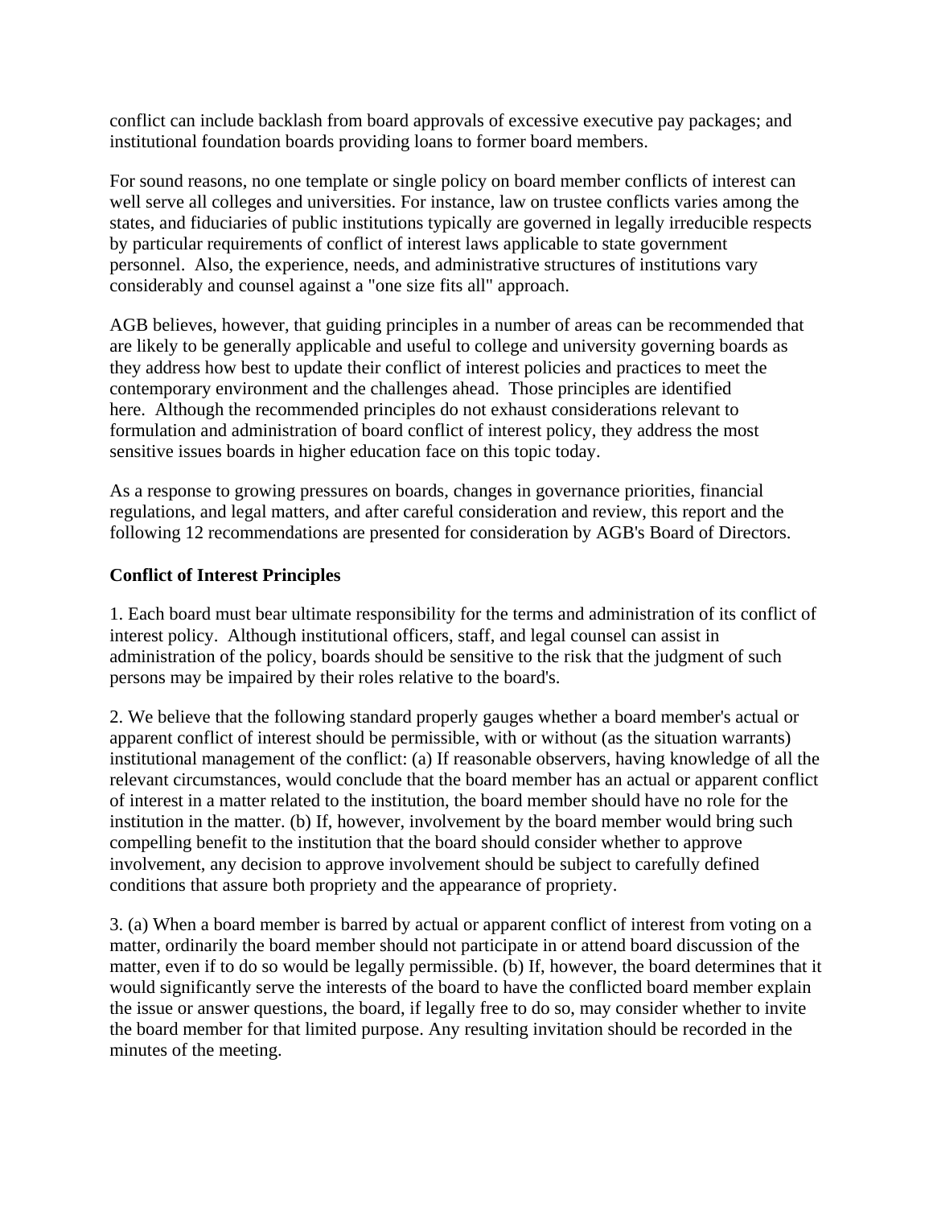conflict can include backlash from board approvals of excessive executive pay packages; and institutional foundation boards providing loans to former board members.

For sound reasons, no one template or single policy on board member conflicts of interest can well serve all colleges and universities. For instance, law on trustee conflicts varies among the states, and fiduciaries of public institutions typically are governed in legally irreducible respects by particular requirements of conflict of interest laws applicable to state government personnel. Also, the experience, needs, and administrative structures of institutions vary considerably and counsel against a "one size fits all" approach.

AGB believes, however, that guiding principles in a number of areas can be recommended that are likely to be generally applicable and useful to college and university governing boards as they address how best to update their conflict of interest policies and practices to meet the contemporary environment and the challenges ahead. Those principles are identified here. Although the recommended principles do not exhaust considerations relevant to formulation and administration of board conflict of interest policy, they address the most sensitive issues boards in higher education face on this topic today.

As a response to growing pressures on boards, changes in governance priorities, financial regulations, and legal matters, and after careful consideration and review, this report and the following 12 recommendations are presented for consideration by AGB's Board of Directors.

**Conflict of Interest Principles**

1. Each board must bear ultimate responsibility for the terms and administration of its conflict of interest policy. Although institutional officers, staff, and legal counsel can assist in administration of the policy, boards should be sensitive to the risk that the judgment of such persons may be impaired by their roles relative to the board's.

2. We believe that the following standard properly gauges whether a board member's actual or apparent conflict of interest should be permissible, with or without (as the situation warrants) institutional management of the conflict: (a) If reasonable observers, having knowledge of all the relevant circumstances, would conclude that the board member has an actual or apparent conflict of interest in a matter related to the institution, the board member should have no role for the institution in the matter. (b) If, however, involvement by the board member would bring such compelling benefit to the institution that the board should consider whether to approve involvement, any decision to approve involvement should be subject to carefully defined conditions that assure both propriety and the appearance of propriety.

3. (a) When a board member is barred by actual or apparent conflict of interest from voting on a matter, ordinarily the board member should not participate in or attend board discussion of the matter, even if to do so would be legally permissible. (b) If, however, the board determines that it would significantly serve the interests of the board to have the conflicted board member explain the issue or answer questions, the board, if legally free to do so, may consider whether to invite the board member for that limited purpose. Any resulting invitation should be recorded in the minutes of the meeting.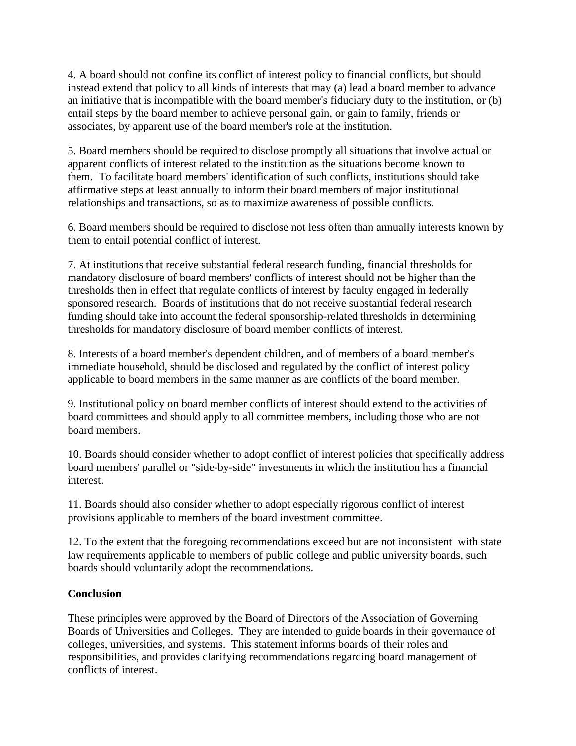4. A board should not confine its conflict of interest policy to financial conflicts, but should instead extend that policy to all kinds of interests that may (a) lead a board member to advance an initiative that is incompatible with the board member's fiduciary duty to the institution, or (b) entail steps by the board member to achieve personal gain, or gain to family, friends or associates, by apparent use of the board member's role at the institution.

5. Board members should be required to disclose promptly all situations that involve actual or apparent conflicts of interest related to the institution as the situations become known to them. To facilitate board members' identification of such conflicts, institutions should take affirmative steps at least annually to inform their board members of major institutional relationships and transactions, so as to maximize awareness of possible conflicts.

6. Board members should be required to disclose not less often than annually interests known by them to entail potential conflict of interest.

7. At institutions that receive substantial federal research funding, financial thresholds for mandatory disclosure of board members' conflicts of interest should not be higher than the thresholds then in effect that regulate conflicts of interest by faculty engaged in federally sponsored research. Boards of institutions that do not receive substantial federal research funding should take into account the federal sponsorship-related thresholds in determining thresholds for mandatory disclosure of board member conflicts of interest.

8. Interests of a board member's dependent children, and of members of a board member's immediate household, should be disclosed and regulated by the conflict of interest policy applicable to board members in the same manner as are conflicts of the board member.

9. Institutional policy on board member conflicts of interest should extend to the activities of board committees and should apply to all committee members, including those who are not board members.

10. Boards should consider whether to adopt conflict of interest policies that specifically address board members' parallel or "side-by-side" investments in which the institution has a financial interest.

11. Boards should also consider whether to adopt especially rigorous conflict of interest provisions applicable to members of the board investment committee.

12. To the extent that the foregoing recommendations exceed but are not inconsistent with state law requirements applicable to members of public college and public university boards, such boards should voluntarily adopt the recommendations.

**Conclusion**

These principles were approved by the Board of Directors of the Association of Governing Boards of Universities and Colleges. They are intended to guide boards in their governance of colleges, universities, and systems. This statement informs boards of their roles and responsibilities, and provides clarifying recommendations regarding board management of conflicts of interest.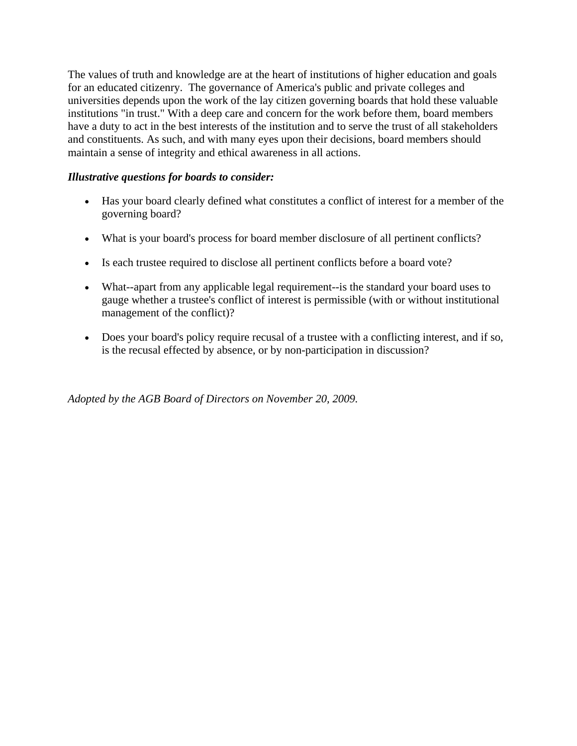The values of truth and knowledge are at the heart of institutions of higher education and goals for an educated citizenry. The governance of America's public and private colleges and universities depends upon the work of the lay citizen governing boards that hold these valuable institutions "in trust." With a deep care and concern for the work before them, board members have a duty to act in the best interests of the institution and to serve the trust of all stakeholders and constituents. As such, and with many eyes upon their decisions, board members should maintain a sense of integrity and ethical awareness in all actions.

***Illustrative questions for boards to consider:***

- Has your board clearly defined what constitutes a conflict of interest for a member of the governing board?
- What is your board's process for board member disclosure of all pertinent conflicts?
- Is each trustee required to disclose all pertinent conflicts before a board vote?
- What--apart from any applicable legal requirement--is the standard your board uses to gauge whether a trustee's conflict of interest is permissible (with or without institutional management of the conflict)?
- Does your board's policy require recusal of a trustee with a conflicting interest, and if so, is the recusal effected by absence, or by non-participation in discussion?

*Adopted by the AGB Board of Directors on November 20, 2009.*